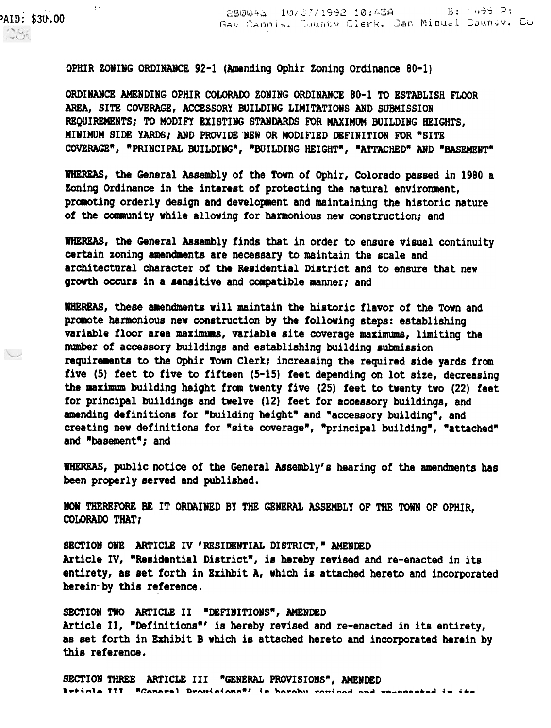PAID: $30.00

280043 10/07/1992 10:43A B: 499 P: Gay Cappis, County Clerk, San Miguel County, Co

OPHIR ZONING ORDINANCE 92-1 (Amending Ophir Zoning Ordinance 80-1)

ORDINANCE AMENDING OPHIR COLORADO ZONING ORDINANCE 80-1 TO ESTABLISH FLOOR AREA, SITE COVERAGE, ACCESSORY BUILDING LIMITATIONS AND SUBMISSION REQUIREMENTS; TO MODIFY EXISTING STANDARDS FOR MAXIMUM BUILDING HEIGHTS, MINIMUM SIDE YARDS; AND PROVIDE NEW OR MODIFIED DEFINITION FOR "SITE COVERAGE", "PRINCIPAL BUILDING", "BUILDING HEIGHT", "ATTACHED" AND "BASEMENT"

WHEREAS, the General Assembly of the Town of Ophir, Colorado passed in 1980 a Zoning Ordinance in the interest of protecting the natural environment, promoting orderly design and development and maintaining the historic nature of the community while allowing for harmonious new construction; and

WHEREAS, the General Assembly finds that in order to ensure visual continuity certain zoning amendments are necessary to maintain the scale and architectural character of the Residential District and to ensure that new growth occurs in a sensitive and compatible manner; and

WHEREAS, these amendments will maintain the historic flavor of the Town and promote harmonious new construction by the following steps: establishing variable floor area maximums, variable site coverage maximums, limiting the number of accessory buildings and establishing building submission requirements to the Ophir Town Clerk; increasing the required side yards from five (5) feet to five to fifteen (5-15) feet depending on lot size, decreasing the maximum building height from twenty five (25) feet to twenty two (22) feet for principal buildings and twelve (12) feet for accessory buildings, and amending definitions for "building height" and "accessory building", and creating new definitions for "site coverage", "principal building", "attached" and "basement"; and

WHEREAS, public notice of the General Assembly's hearing of the amendments has been properly served and published.

NOW THEREFORE BE IT ORDAINED BY THE GENERAL ASSEMBLY OF THE TOWN OF OPHIR, COLORADO THAT;

SECTION ONE ARTICLE IV 'RESIDENTIAL DISTRICT," AMENDED
Article IV, "Residential District", is hereby revised and re-enacted in its entirety, as set forth in Exihbit A, which is attached hereto and incorporated herein by this reference.

SECTION TWO ARTICLE II "DEFINITIONS", AMENDED
Article II, "Definitions"' is hereby revised and re-enacted in its entirety, as set forth in Exhibit B which is attached hereto and incorporated herein by this reference.

SECTION THREE ARTICLE III "GENERAL PROVISIONS", AMENDED
Article III, "General Provisions"' is hereby revised and re-enacted in its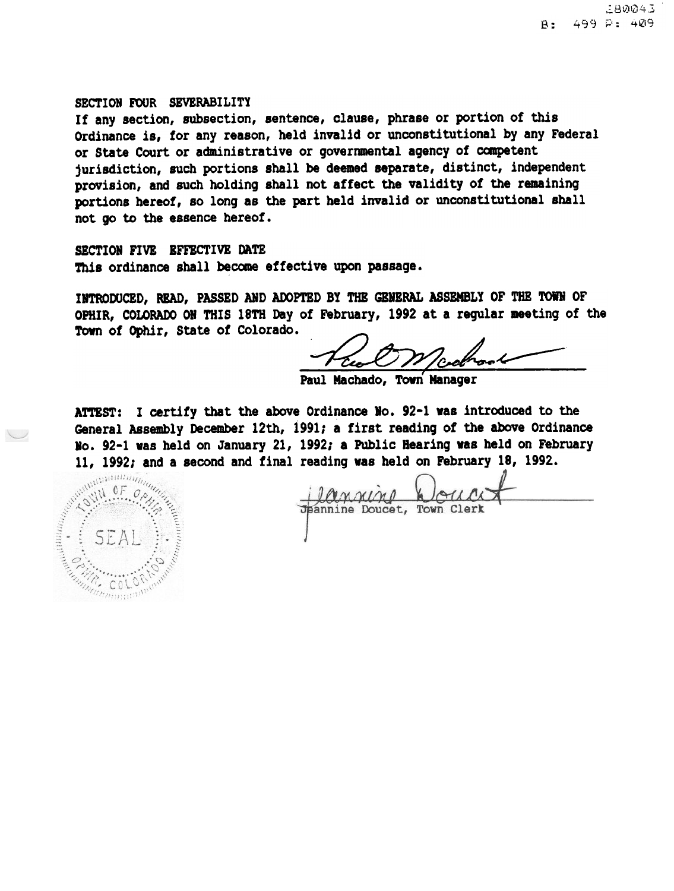380043
B: 499 P: 409

SECTION FOUR SEVERABILITY

If any section, subsection, sentence, clause, phrase or portion of this Ordinance is, for any reason, held invalid or unconstitutional by any Federal or State Court or administrative or governmental agency of competent jurisdiction, such portions shall be deemed separate, distinct, independent provision, and such holding shall not affect the validity of the remaining portions hereof, so long as the part held invalid or unconstitutional shall not go to the essence hereof.

SECTION FIVE EFFECTIVE DATE

This ordinance shall become effective upon passage.

INTRODUCED, READ, PASSED AND ADOPTED BY THE GENERAL ASSEMBLY OF THE TOWN OF OPHIR, COLORADO ON THIS 18TH Day of February, 1992 at a regular meeting of the Town of Ophir, State of Colorado.

Paul Machado, Town Manager

ATTEST: I certify that the above Ordinance No. 92-1 was introduced to the General Assembly December 12th, 1991; a first reading of the above Ordinance No. 92-1 was held on January 21, 1992; a Public Hearing was held on February 11, 1992; and a second and final reading was held on February 18, 1992.

TOWN OF OPHIR SEAL OPHIR, COLORADO

Jeannine Doucet, Town Clerk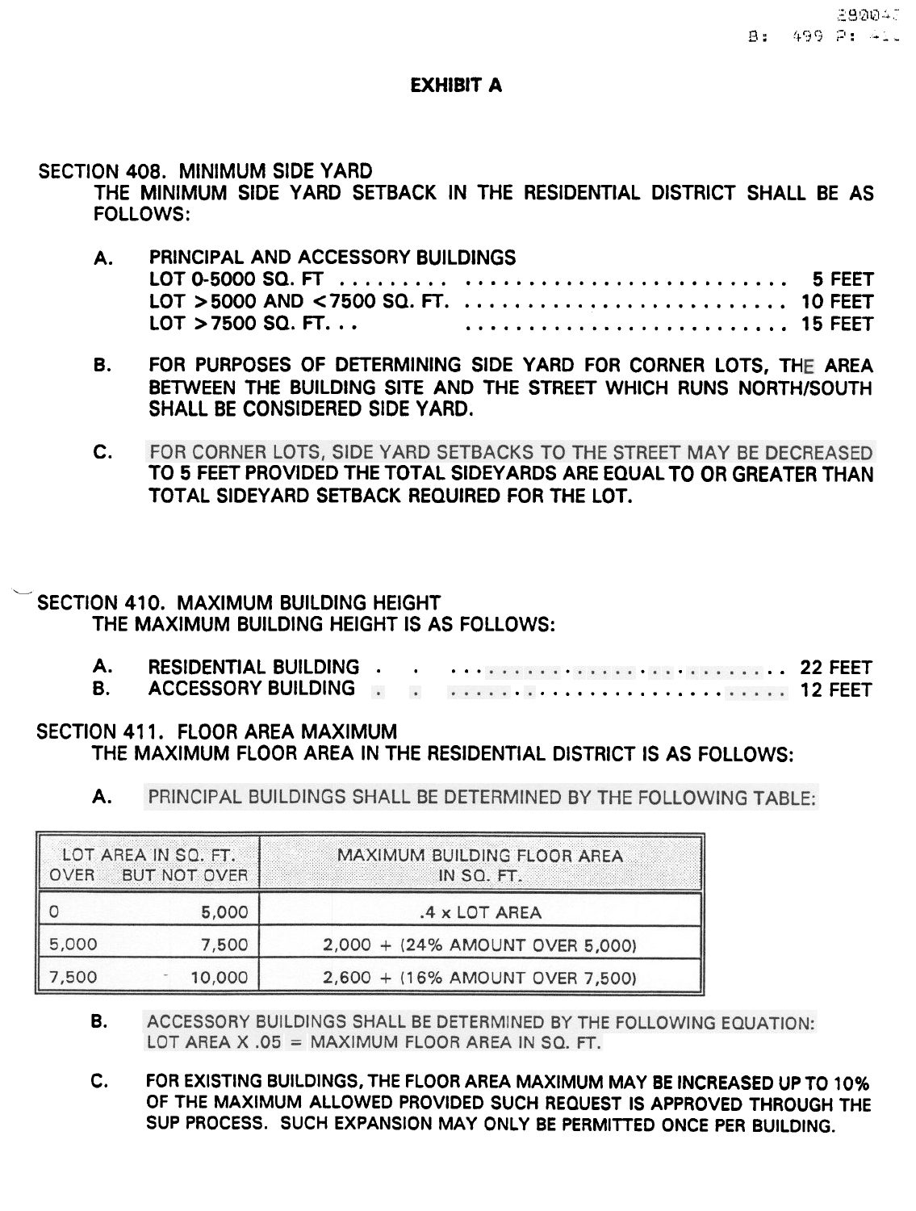# EXHIBIT A

## SECTION 408. MINIMUM SIDE YARD

THE MINIMUM SIDE YARD SETBACK IN THE RESIDENTIAL DISTRICT SHALL BE AS FOLLOWS:

A. PRINCIPAL AND ACCESSORY BUILDINGS
   - LOT 0-5000 SQ. FT .................................. 5 FEET
   - LOT >5000 AND <7500 SQ. FT. ........................ 10 FEET
   - LOT >7500 SQ. FT. ... .............................. 15 FEET

B. FOR PURPOSES OF DETERMINING SIDE YARD FOR CORNER LOTS, THE AREA BETWEEN THE BUILDING SITE AND THE STREET WHICH RUNS NORTH/SOUTH SHALL BE CONSIDERED SIDE YARD.

C. FOR CORNER LOTS, SIDE YARD SETBACKS TO THE STREET MAY BE DECREASED TO 5 FEET PROVIDED THE TOTAL SIDEYARDS ARE EQUAL TO OR GREATER THAN TOTAL SIDEYARD SETBACK REQUIRED FOR THE LOT.

## SECTION 410. MAXIMUM BUILDING HEIGHT

THE MAXIMUM BUILDING HEIGHT IS AS FOLLOWS:

A. RESIDENTIAL BUILDING .............................. 22 FEET
B. ACCESSORY BUILDING ................................ 12 FEET

## SECTION 411. FLOOR AREA MAXIMUM

THE MAXIMUM FLOOR AREA IN THE RESIDENTIAL DISTRICT IS AS FOLLOWS:

A. PRINCIPAL BUILDINGS SHALL BE DETERMINED BY THE FOLLOWING TABLE:

| LOT AREA IN SQ. FT. OVER | BUT NOT OVER | MAXIMUM BUILDING FLOOR AREA IN SQ. FT. |
|---|---|---|
| 0 | 5,000 | .4 x LOT AREA |
| 5,000 | 7,500 | 2,000 + (24% AMOUNT OVER 5,000) |
| 7,500 | 10,000 | 2,600 + (16% AMOUNT OVER 7,500) |

B. ACCESSORY BUILDINGS SHALL BE DETERMINED BY THE FOLLOWING EQUATION: LOT AREA X .05 = MAXIMUM FLOOR AREA IN SQ. FT.

C. FOR EXISTING BUILDINGS, THE FLOOR AREA MAXIMUM MAY BE INCREASED UP TO 10% OF THE MAXIMUM ALLOWED PROVIDED SUCH REQUEST IS APPROVED THROUGH THE SUP PROCESS. SUCH EXPANSION MAY ONLY BE PERMITTED ONCE PER BUILDING.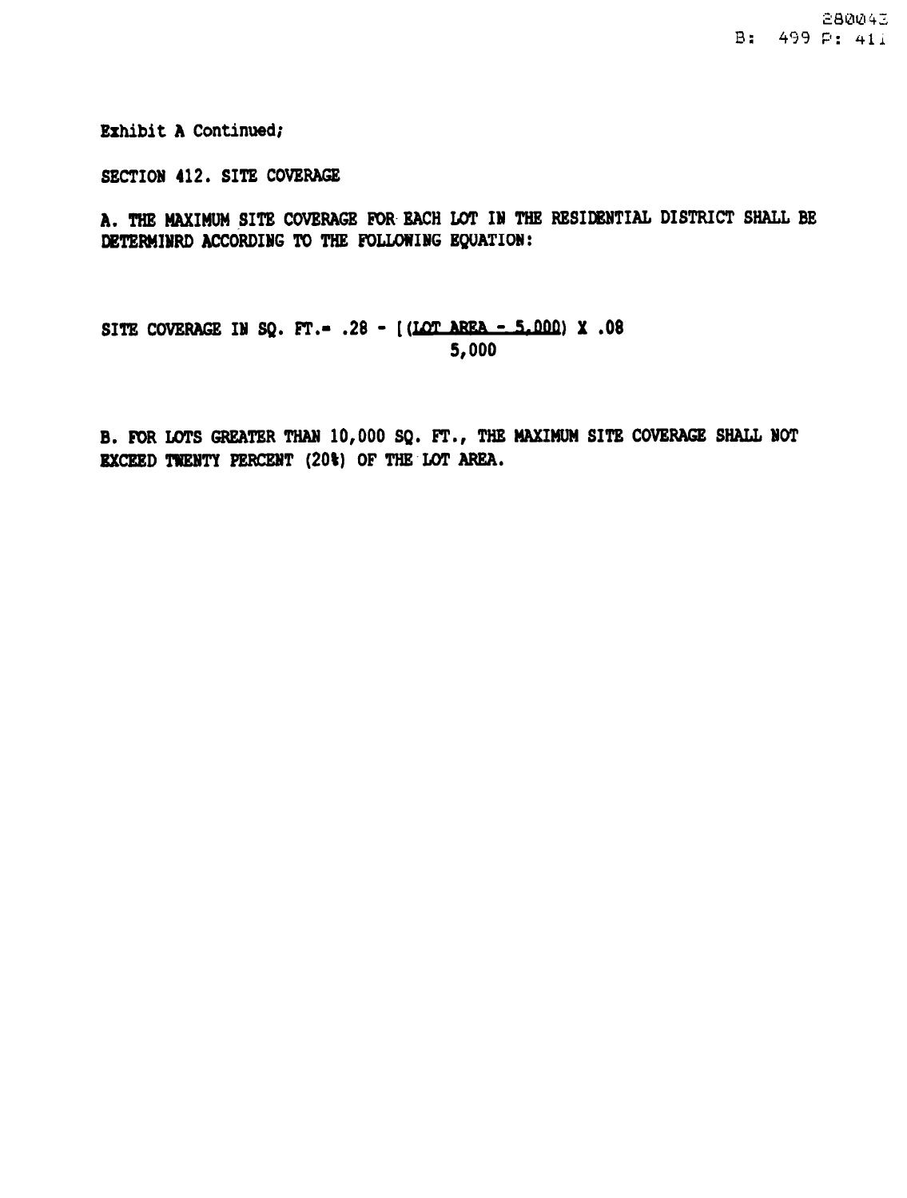Exhibit A Continued;

SECTION 412. SITE COVERAGE

A. THE MAXIMUM SITE COVERAGE FOR EACH LOT IN THE RESIDENTIAL DISTRICT SHALL BE DETERMINRD ACCORDING TO THE FOLLOWING EQUATION:

$$\text{SITE COVERAGE IN SQ. FT.} = .28 - \left[ \frac{(\text{LOT AREA} - 5{,}000)}{5{,}000} \right) \times .08$$

B. FOR LOTS GREATER THAN 10,000 SQ. FT., THE MAXIMUM SITE COVERAGE SHALL NOT EXCEED TWENTY PERCENT (20%) OF THE LOT AREA.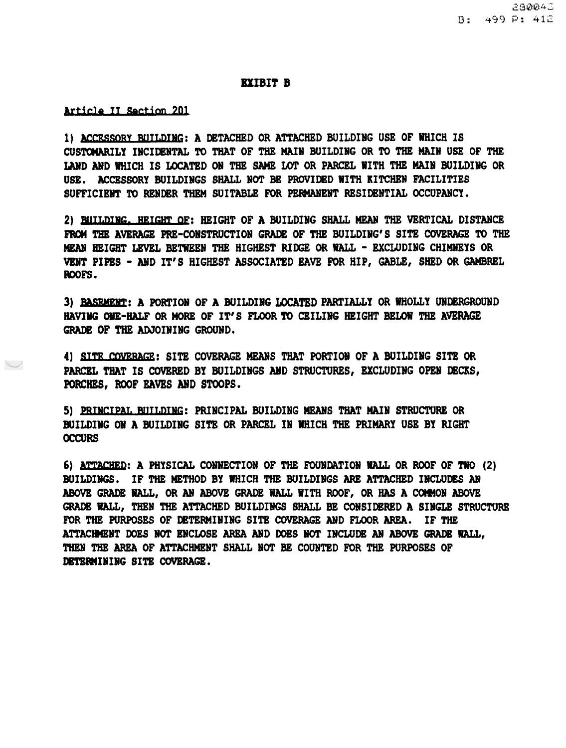# EXIBIT B

Article II Section 201

1) ACCESSORY BUILDING: A DETACHED OR ATTACHED BUILDING USE OF WHICH IS CUSTOMARILY INCIDENTAL TO THAT OF THE MAIN BUILDING OR TO THE MAIN USE OF THE LAND AND WHICH IS LOCATED ON THE SAME LOT OR PARCEL WITH THE MAIN BUILDING OR USE. ACCESSORY BUILDINGS SHALL NOT BE PROVIDED WITH KITCHEN FACILITIES SUFFICIENT TO RENDER THEM SUITABLE FOR PERMANENT RESIDENTIAL OCCUPANCY.

2) BUILDING, HEIGHT OF: HEIGHT OF A BUILDING SHALL MEAN THE VERTICAL DISTANCE FROM THE AVERAGE PRE-CONSTRUCTION GRADE OF THE BUILDING'S SITE COVERAGE TO THE MEAN HEIGHT LEVEL BETWEEN THE HIGHEST RIDGE OR WALL - EXCLUDING CHIMNEYS OR VENT PIPES - AND IT'S HIGHEST ASSOCIATED EAVE FOR HIP, GABLE, SHED OR GAMBREL ROOFS.

3) BASEMENT: A PORTION OF A BUILDING LOCATED PARTIALLY OR WHOLLY UNDERGROUND HAVING ONE-HALF OR MORE OF IT'S FLOOR TO CEILING HEIGHT BELOW THE AVERAGE GRADE OF THE ADJOINING GROUND.

4) SITE COVERAGE: SITE COVERAGE MEANS THAT PORTION OF A BUILDING SITE OR PARCEL THAT IS COVERED BY BUILDINGS AND STRUCTURES, EXCLUDING OPEN DECKS, PORCHES, ROOF EAVES AND STOOPS.

5) PRINCIPAL BUILDING: PRINCIPAL BUILDING MEANS THAT MAIN STRUCTURE OR BUILDING ON A BUILDING SITE OR PARCEL IN WHICH THE PRIMARY USE BY RIGHT OCCURS

6) ATTACHED: A PHYSICAL CONNECTION OF THE FOUNDATION WALL OR ROOF OF TWO (2) BUILDINGS. IF THE METHOD BY WHICH THE BUILDINGS ARE ATTACHED INCLUDES AN ABOVE GRADE WALL, OR AN ABOVE GRADE WALL WITH ROOF, OR HAS A COMMON ABOVE GRADE WALL, THEN THE ATTACHED BUILDINGS SHALL BE CONSIDERED A SINGLE STRUCTURE FOR THE PURPOSES OF DETERMINING SITE COVERAGE AND FLOOR AREA. IF THE ATTACHMENT DOES NOT ENCLOSE AREA AND DOES NOT INCLUDE AN ABOVE GRADE WALL, THEN THE AREA OF ATTACHMENT SHALL NOT BE COUNTED FOR THE PURPOSES OF DETERMINING SITE COVERAGE.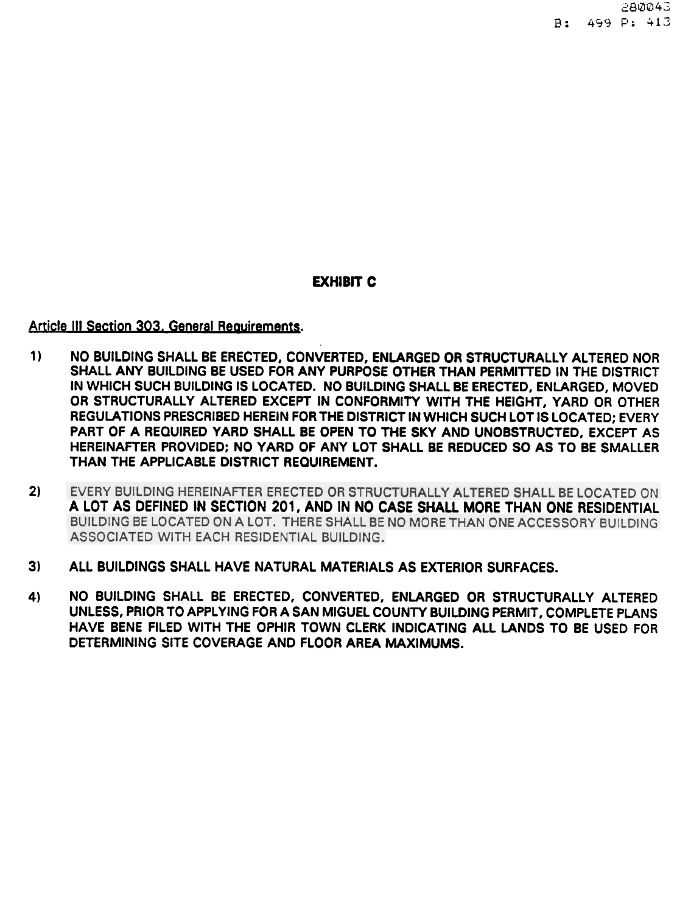280043
B: 499 P: 413

# EXHIBIT C

Article III Section 303. General Requirements.

1) NO BUILDING SHALL BE ERECTED, CONVERTED, ENLARGED OR STRUCTURALLY ALTERED NOR SHALL ANY BUILDING BE USED FOR ANY PURPOSE OTHER THAN PERMITTED IN THE DISTRICT IN WHICH SUCH BUILDING IS LOCATED. NO BUILDING SHALL BE ERECTED, ENLARGED, MOVED OR STRUCTURALLY ALTERED EXCEPT IN CONFORMITY WITH THE HEIGHT, YARD OR OTHER REGULATIONS PRESCRIBED HEREIN FOR THE DISTRICT IN WHICH SUCH LOT IS LOCATED; EVERY PART OF A REQUIRED YARD SHALL BE OPEN TO THE SKY AND UNOBSTRUCTED, EXCEPT AS HEREINAFTER PROVIDED; NO YARD OF ANY LOT SHALL BE REDUCED SO AS TO BE SMALLER THAN THE APPLICABLE DISTRICT REQUIREMENT.

2) EVERY BUILDING HEREINAFTER ERECTED OR STRUCTURALLY ALTERED SHALL BE LOCATED ON A LOT AS DEFINED IN SECTION 201, AND IN NO CASE SHALL MORE THAN ONE RESIDENTIAL BUILDING BE LOCATED ON A LOT. THERE SHALL BE NO MORE THAN ONE ACCESSORY BUILDING ASSOCIATED WITH EACH RESIDENTIAL BUILDING.

3) ALL BUILDINGS SHALL HAVE NATURAL MATERIALS AS EXTERIOR SURFACES.

4) NO BUILDING SHALL BE ERECTED, CONVERTED, ENLARGED OR STRUCTURALLY ALTERED UNLESS, PRIOR TO APPLYING FOR A SAN MIGUEL COUNTY BUILDING PERMIT, COMPLETE PLANS HAVE BENE FILED WITH THE OPHIR TOWN CLERK INDICATING ALL LANDS TO BE USED FOR DETERMINING SITE COVERAGE AND FLOOR AREA MAXIMUMS.